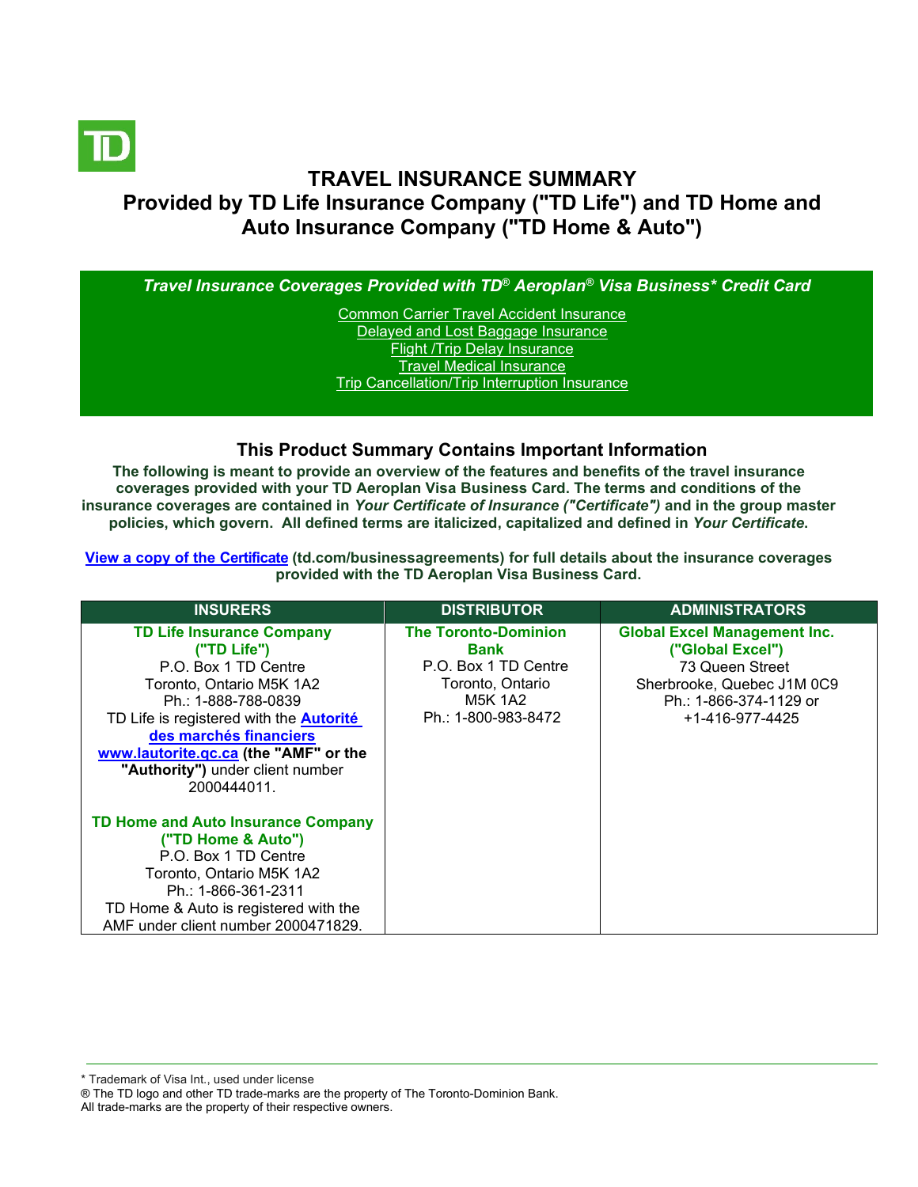# TRAVEL INSURANCE SUMMARY
## Provided by TD Life Insurance Company ("TD Life") and TD Home and Auto Insurance Company ("TD Home & Auto")

***Travel Insurance Coverages Provided with TD® Aeroplan® Visa Business* Credit Card***

- Common Carrier Travel Accident Insurance
- Delayed and Lost Baggage Insurance
- Flight /Trip Delay Insurance
- Travel Medical Insurance
- Trip Cancellation/Trip Interruption Insurance

## This Product Summary Contains Important Information

**The following is meant to provide an overview of the features and benefits of the travel insurance coverages provided with your TD Aeroplan Visa Business Card. The terms and conditions of the insurance coverages are contained in *Your Certificate of Insurance ("Certificate")* and in the group master policies, which govern. All defined terms are italicized, capitalized and defined in *Your Certificate*.**

**View a copy of the Certificate (td.com/businessagreements) for full details about the insurance coverages provided with the TD Aeroplan Visa Business Card.**

| INSURERS | DISTRIBUTOR | ADMINISTRATORS |
|---|---|---|
| **TD Life Insurance Company ("TD Life")**<br>P.O. Box 1 TD Centre<br>Toronto, Ontario M5K 1A2<br>Ph.: 1-888-788-0839<br>TD Life is registered with the **Autorité des marchés financiers www.lautorite.qc.ca (the "AMF" or the "Authority")** under client number 2000444011.<br><br>**TD Home and Auto Insurance Company ("TD Home & Auto")**<br>P.O. Box 1 TD Centre<br>Toronto, Ontario M5K 1A2<br>Ph.: 1-866-361-2311<br>TD Home & Auto is registered with the AMF under client number 2000471829. | **The Toronto-Dominion Bank**<br>P.O. Box 1 TD Centre<br>Toronto, Ontario<br>M5K 1A2<br>Ph.: 1-800-983-8472 | **Global Excel Management Inc. ("Global Excel")**<br>73 Queen Street<br>Sherbrooke, Quebec J1M 0C9<br>Ph.: 1-866-374-1129 or<br>+1-416-977-4425 |

\* Trademark of Visa Int., used under license
® The TD logo and other TD trade-marks are the property of The Toronto-Dominion Bank.
All trade-marks are the property of their respective owners.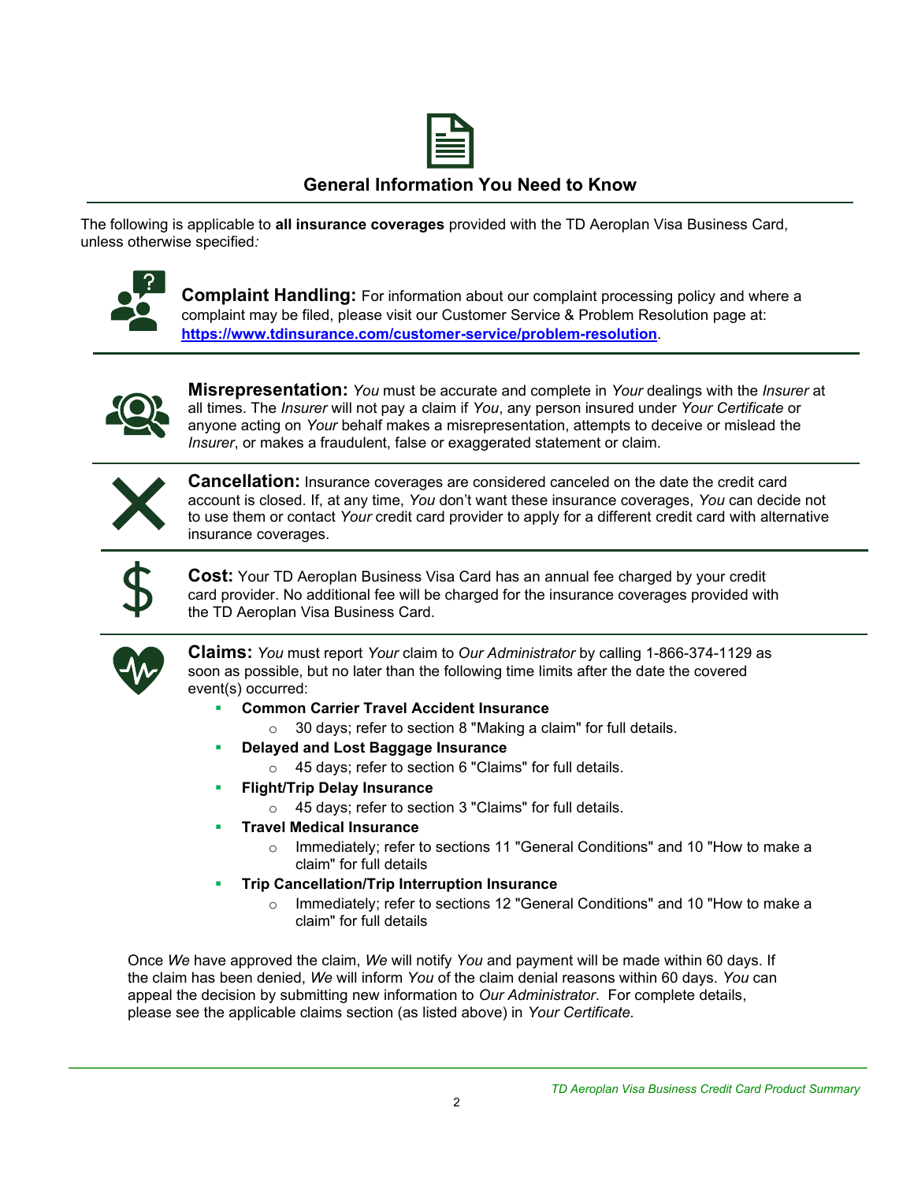## General Information You Need to Know

The following is applicable to **all insurance coverages** provided with the TD Aeroplan Visa Business Card, unless otherwise specified*:*

**Complaint Handling:** For information about our complaint processing policy and where a complaint may be filed, please visit our Customer Service & Problem Resolution page at: **https://www.tdinsurance.com/customer-service/problem-resolution**.

**Misrepresentation:** *You* must be accurate and complete in *Your* dealings with the *Insurer* at all times. The *Insurer* will not pay a claim if *You*, any person insured under *Your Certificate* or anyone acting on *Your* behalf makes a misrepresentation, attempts to deceive or mislead the *Insurer*, or makes a fraudulent, false or exaggerated statement or claim.

**Cancellation:** Insurance coverages are considered canceled on the date the credit card account is closed. If, at any time, *You* don't want these insurance coverages, *You* can decide not to use them or contact *Your* credit card provider to apply for a different credit card with alternative insurance coverages.

**Cost:** Your TD Aeroplan Business Visa Card has an annual fee charged by your credit card provider. No additional fee will be charged for the insurance coverages provided with the TD Aeroplan Visa Business Card.

**Claims:** *You* must report *Your* claim to *Our Administrator* by calling 1-866-374-1129 as soon as possible, but no later than the following time limits after the date the covered event(s) occurred:

- **Common Carrier Travel Accident Insurance**
  - 30 days; refer to section 8 "Making a claim" for full details.
- **Delayed and Lost Baggage Insurance**
  - 45 days; refer to section 6 "Claims" for full details.
- **Flight/Trip Delay Insurance**
  - 45 days; refer to section 3 "Claims" for full details.
- **Travel Medical Insurance**
  - Immediately; refer to sections 11 "General Conditions" and 10 "How to make a claim" for full details
- **Trip Cancellation/Trip Interruption Insurance**
  - Immediately; refer to sections 12 "General Conditions" and 10 "How to make a claim" for full details

Once *We* have approved the claim, *We* will notify *You* and payment will be made within 60 days. If the claim has been denied, *We* will inform *You* of the claim denial reasons within 60 days. *You* can appeal the decision by submitting new information to *Our Administrator*. For complete details, please see the applicable claims section (as listed above) in *Your Certificate.*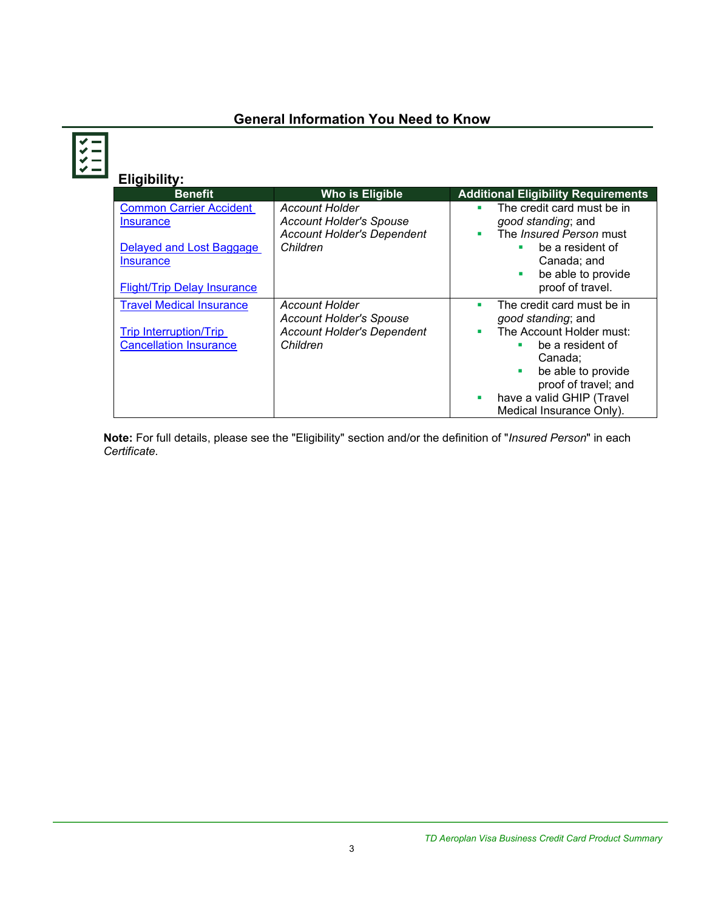## General Information You Need to Know

### Eligibility:

| Benefit | Who is Eligible | Additional Eligibility Requirements |
|---|---|---|
| Common Carrier Accident Insurance<br><br>Delayed and Lost Baggage Insurance<br><br>Flight/Trip Delay Insurance | *Account Holder*<br>*Account Holder's Spouse*<br>*Account Holder's Dependent Children* | ▪ The credit card must be in *good standing*; and<br>▪ The *Insured Person* must<br>&nbsp;&nbsp;&nbsp;&nbsp;▪ be a resident of Canada; and<br>&nbsp;&nbsp;&nbsp;&nbsp;▪ be able to provide proof of travel. |
| Travel Medical Insurance<br><br>Trip Interruption/Trip Cancellation Insurance | *Account Holder*<br>*Account Holder's Spouse*<br>*Account Holder's Dependent Children* | ▪ The credit card must be in *good standing*; and<br>▪ The Account Holder must:<br>&nbsp;&nbsp;&nbsp;&nbsp;▪ be a resident of Canada;<br>&nbsp;&nbsp;&nbsp;&nbsp;▪ be able to provide proof of travel; and<br>▪ have a valid GHIP (Travel Medical Insurance Only). |

**Note:** For full details, please see the "Eligibility" section and/or the definition of "*Insured Person*" in each *Certificate*.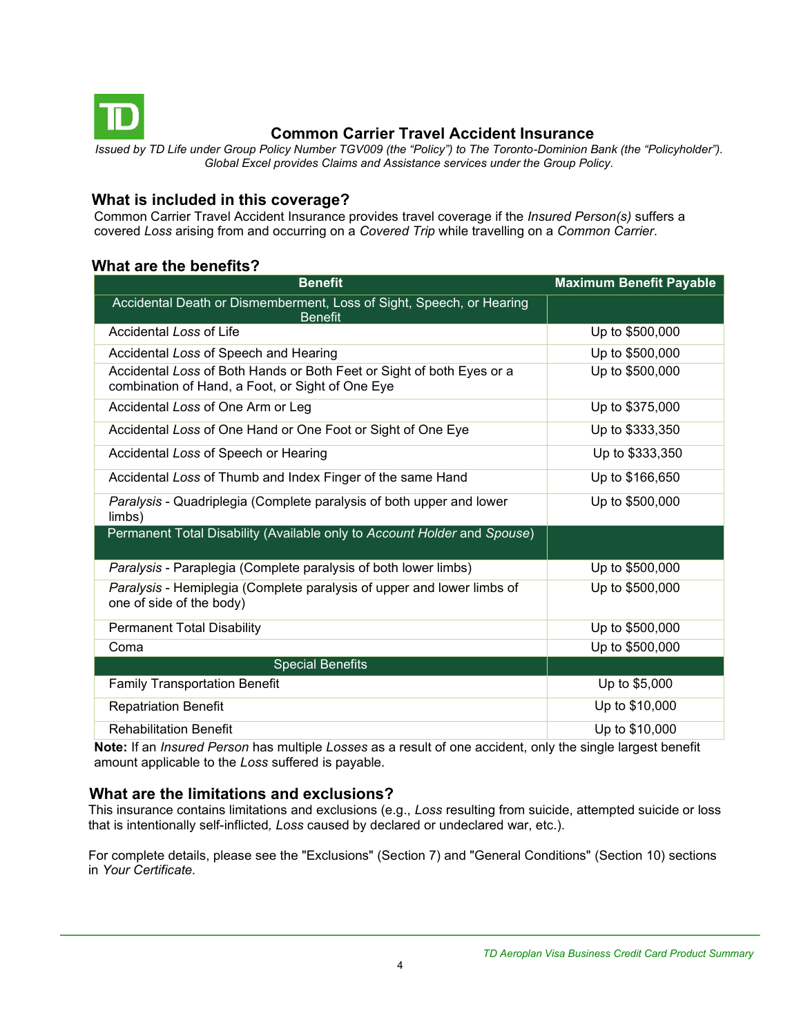# Common Carrier Travel Accident Insurance

*Issued by TD Life under Group Policy Number TGV009 (the "Policy") to The Toronto-Dominion Bank (the "Policyholder"). Global Excel provides Claims and Assistance services under the Group Policy.*

## What is included in this coverage?

Common Carrier Travel Accident Insurance provides travel coverage if the *Insured Person(s)* suffers a covered *Loss* arising from and occurring on a *Covered Trip* while travelling on a *Common Carrier*.

## What are the benefits?

| Benefit | Maximum Benefit Payable |
|---|---|
| Accidental Death or Dismemberment, Loss of Sight, Speech, or Hearing Benefit | |
| Accidental *Loss* of Life | Up to $500,000 |
| Accidental *Loss* of Speech and Hearing | Up to $500,000 |
| Accidental *Loss* of Both Hands or Both Feet or Sight of both Eyes or a combination of Hand, a Foot, or Sight of One Eye | Up to $500,000 |
| Accidental *Loss* of One Arm or Leg | Up to $375,000 |
| Accidental *Loss* of One Hand or One Foot or Sight of One Eye | Up to $333,350 |
| Accidental *Loss* of Speech or Hearing | Up to $333,350 |
| Accidental *Loss* of Thumb and Index Finger of the same Hand | Up to $166,650 |
| *Paralysis* - Quadriplegia (Complete paralysis of both upper and lower limbs) | Up to $500,000 |
| Permanent Total Disability (Available only to *Account Holder* and *Spouse*) | |
| *Paralysis* - Paraplegia (Complete paralysis of both lower limbs) | Up to $500,000 |
| *Paralysis* - Hemiplegia (Complete paralysis of upper and lower limbs of one of side of the body) | Up to $500,000 |
| Permanent Total Disability | Up to $500,000 |
| Coma | Up to $500,000 |
| Special Benefits | |
| Family Transportation Benefit | Up to $5,000 |
| Repatriation Benefit | Up to $10,000 |
| Rehabilitation Benefit | Up to $10,000 |

**Note:** If an *Insured Person* has multiple *Losses* as a result of one accident, only the single largest benefit amount applicable to the *Loss* suffered is payable.

## What are the limitations and exclusions?

This insurance contains limitations and exclusions (e.g., *Loss* resulting from suicide, attempted suicide or loss that is intentionally self-inflicted, *Loss* caused by declared or undeclared war, etc.).

For complete details, please see the "Exclusions" (Section 7) and "General Conditions" (Section 10) sections in *Your Certificate.*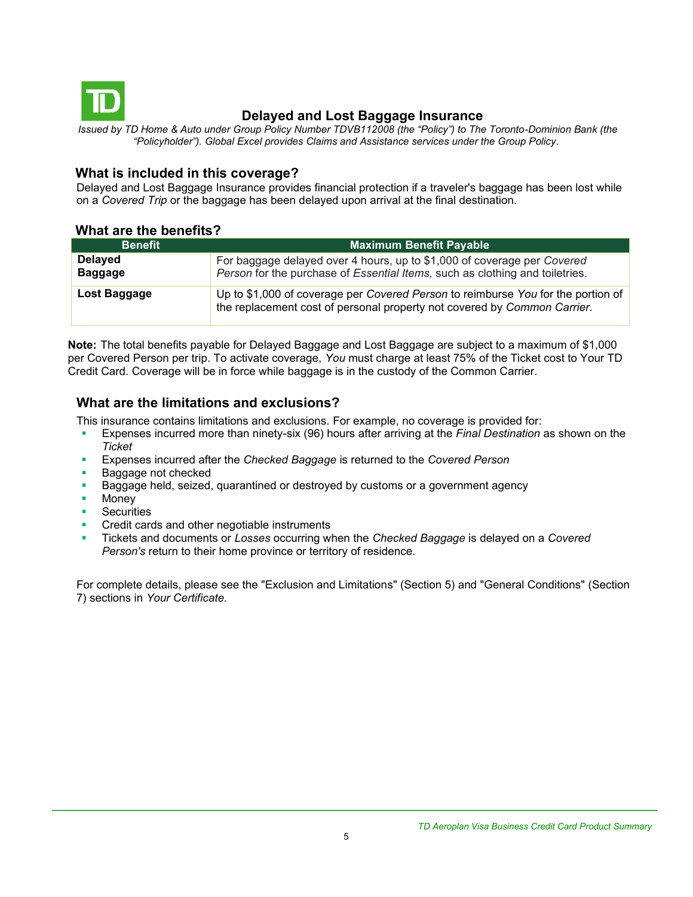# Delayed and Lost Baggage Insurance

*Issued by TD Home & Auto under Group Policy Number TDVB112008 (the "Policy") to The Toronto-Dominion Bank (the "Policyholder"). Global Excel provides Claims and Assistance services under the Group Policy.*

## What is included in this coverage?

Delayed and Lost Baggage Insurance provides financial protection if a traveler's baggage has been lost while on a *Covered Trip* or the baggage has been delayed upon arrival at the final destination.

## What are the benefits?

| Benefit | Maximum Benefit Payable |
|---|---|
| **Delayed Baggage** | For baggage delayed over 4 hours, up to $1,000 of coverage per *Covered Person* for the purchase of *Essential Items,* such as clothing and toiletries. |
| **Lost Baggage** | Up to $1,000 of coverage per *Covered Person* to reimburse *You* for the portion of the replacement cost of personal property not covered by *Common Carrier*. |

**Note:** The total benefits payable for Delayed Baggage and Lost Baggage are subject to a maximum of $1,000 per Covered Person per trip. To activate coverage, *You* must charge at least 75% of the Ticket cost to Your TD Credit Card. Coverage will be in force while baggage is in the custody of the Common Carrier.

## What are the limitations and exclusions?

This insurance contains limitations and exclusions. For example, no coverage is provided for:

- Expenses incurred more than ninety-six (96) hours after arriving at the *Final Destination* as shown on the *Ticket*
- Expenses incurred after the *Checked Baggage* is returned to the *Covered Person*
- Baggage not checked
- Baggage held, seized, quarantined or destroyed by customs or a government agency
- Money
- Securities
- Credit cards and other negotiable instruments
- Tickets and documents or *Losses* occurring when the *Checked Baggage* is delayed on a *Covered Person's* return to their home province or territory of residence.

For complete details, please see the "Exclusion and Limitations" (Section 5) and "General Conditions" (Section 7) sections in *Your Certificate.*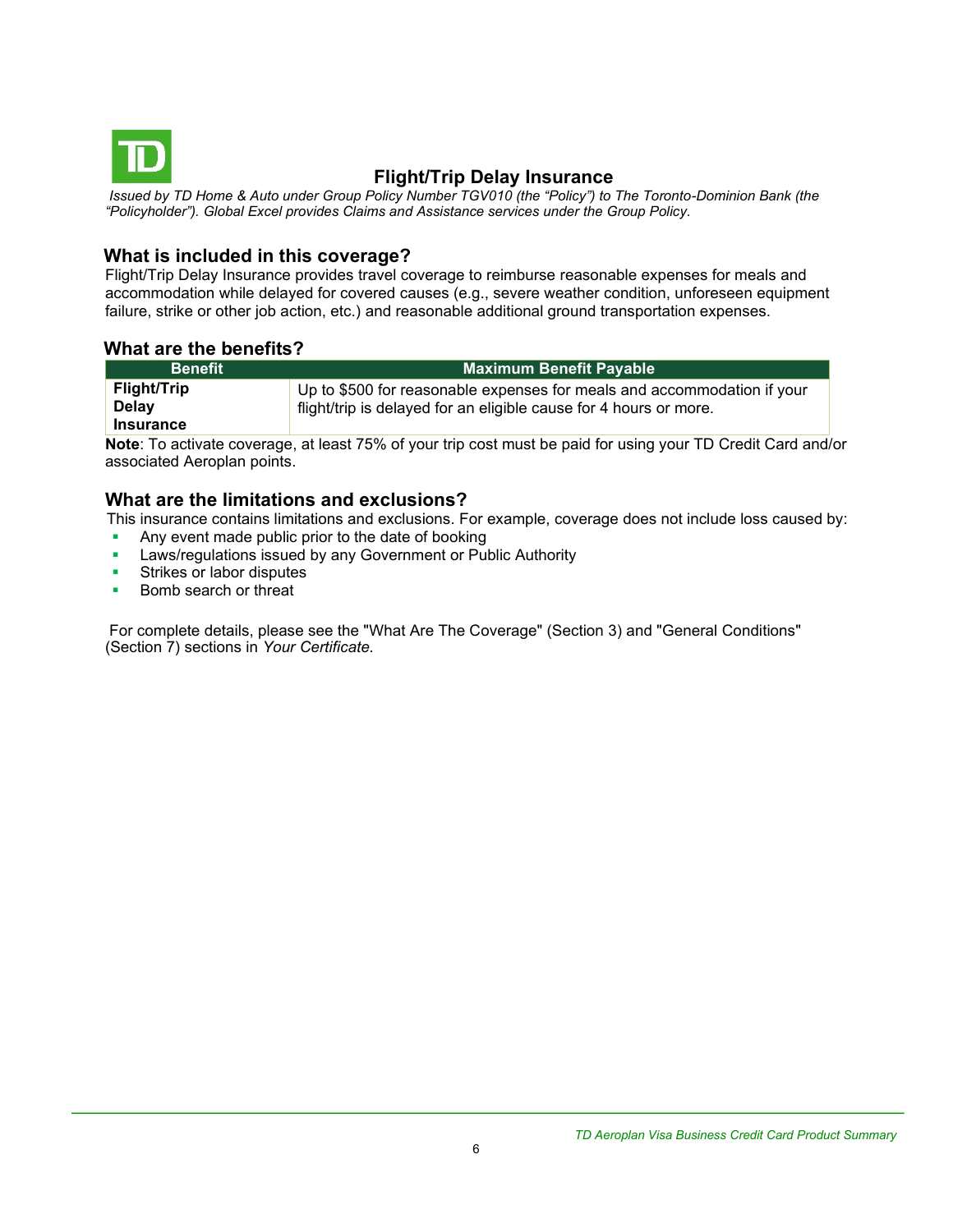# Flight/Trip Delay Insurance

*Issued by TD Home & Auto under Group Policy Number TGV010 (the "Policy") to The Toronto-Dominion Bank (the "Policyholder"). Global Excel provides Claims and Assistance services under the Group Policy.*

## What is included in this coverage?

Flight/Trip Delay Insurance provides travel coverage to reimburse reasonable expenses for meals and accommodation while delayed for covered causes (e.g., severe weather condition, unforeseen equipment failure, strike or other job action, etc.) and reasonable additional ground transportation expenses.

## What are the benefits?

| Benefit | Maximum Benefit Payable |
| --- | --- |
| **Flight/Trip Delay Insurance** | Up to $500 for reasonable expenses for meals and accommodation if your flight/trip is delayed for an eligible cause for 4 hours or more. |

**Note**: To activate coverage, at least 75% of your trip cost must be paid for using your TD Credit Card and/or associated Aeroplan points.

## What are the limitations and exclusions?

This insurance contains limitations and exclusions. For example, coverage does not include loss caused by:

- Any event made public prior to the date of booking
- Laws/regulations issued by any Government or Public Authority
- Strikes or labor disputes
- Bomb search or threat

For complete details, please see the "What Are The Coverage" (Section 3) and "General Conditions" (Section 7) sections in *Your Certificate*.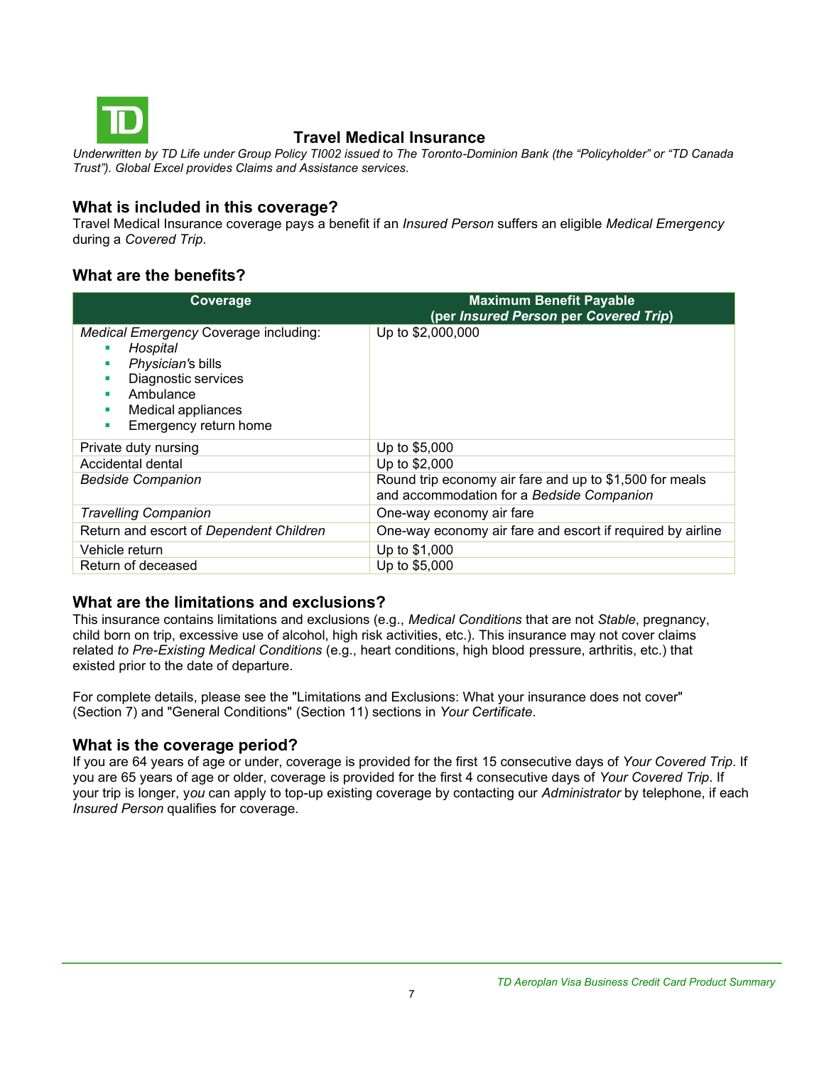## Travel Medical Insurance

*Underwritten by TD Life under Group Policy TI002 issued to The Toronto-Dominion Bank (the "Policyholder" or "TD Canada Trust"). Global Excel provides Claims and Assistance services.*

### What is included in this coverage?

Travel Medical Insurance coverage pays a benefit if an *Insured Person* suffers an eligible *Medical Emergency* during a *Covered Trip*.

### What are the benefits?

| Coverage | Maximum Benefit Payable (per *Insured Person* per *Covered Trip*) |
|---|---|
| *Medical Emergency* Coverage including:<br>▪ *Hospital*<br>▪ *Physician*'s bills<br>▪ Diagnostic services<br>▪ Ambulance<br>▪ Medical appliances<br>▪ Emergency return home | Up to $2,000,000 |
| Private duty nursing | Up to $5,000 |
| Accidental dental | Up to $2,000 |
| *Bedside Companion* | Round trip economy air fare and up to $1,500 for meals and accommodation for a *Bedside Companion* |
| *Travelling Companion* | One-way economy air fare |
| Return and escort of *Dependent Children* | One-way economy air fare and escort if required by airline |
| Vehicle return | Up to $1,000 |
| Return of deceased | Up to $5,000 |

### What are the limitations and exclusions?

This insurance contains limitations and exclusions (e.g., *Medical Conditions* that are not *Stable*, pregnancy, child born on trip, excessive use of alcohol, high risk activities, etc.). This insurance may not cover claims related *to Pre-Existing Medical Conditions* (e.g., heart conditions, high blood pressure, arthritis, etc.) that existed prior to the date of departure.

For complete details, please see the "Limitations and Exclusions: What your insurance does not cover" (Section 7) and "General Conditions" (Section 11) sections in *Your Certificate*.

### What is the coverage period?

If you are 64 years of age or under, coverage is provided for the first 15 consecutive days of *Your Covered Trip*. If you are 65 years of age or older, coverage is provided for the first 4 consecutive days of *Your Covered Trip*. If your trip is longer, *you* can apply to top-up existing coverage by contacting our *Administrator* by telephone, if each *Insured Person* qualifies for coverage.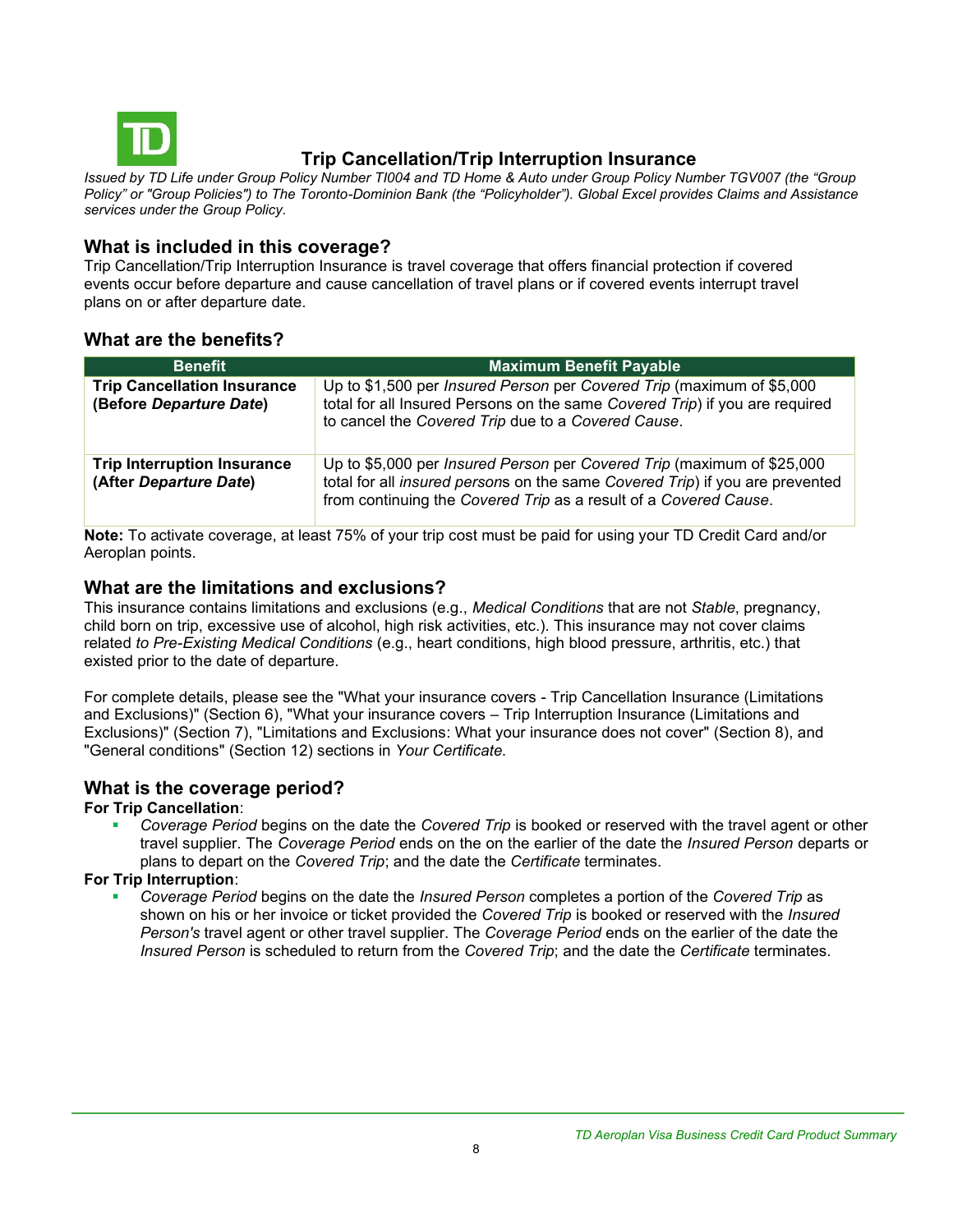# Trip Cancellation/Trip Interruption Insurance

*Issued by TD Life under Group Policy Number TI004 and TD Home & Auto under Group Policy Number TGV007 (the "Group Policy" or "Group Policies") to The Toronto-Dominion Bank (the "Policyholder"). Global Excel provides Claims and Assistance services under the Group Policy.*

## What is included in this coverage?

Trip Cancellation/Trip Interruption Insurance is travel coverage that offers financial protection if covered events occur before departure and cause cancellation of travel plans or if covered events interrupt travel plans on or after departure date.

## What are the benefits?

| Benefit | Maximum Benefit Payable |
|---|---|
| **Trip Cancellation Insurance (Before *Departure Date*)** | Up to $1,500 per *Insured Person* per *Covered Trip* (maximum of $5,000 total for all Insured Persons on the same *Covered Trip*) if you are required to cancel the *Covered Trip* due to a *Covered Cause*. |
| **Trip Interruption Insurance (After *Departure Date*)** | Up to $5,000 per *Insured Person* per *Covered Trip* (maximum of $25,000 total for all *insured person*s on the same *Covered Trip*) if you are prevented from continuing the *Covered Trip* as a result of a *Covered Cause*. |

**Note:** To activate coverage, at least 75% of your trip cost must be paid for using your TD Credit Card and/or Aeroplan points.

## What are the limitations and exclusions?

This insurance contains limitations and exclusions (e.g., *Medical Conditions* that are not *Stable*, pregnancy, child born on trip, excessive use of alcohol, high risk activities, etc.). This insurance may not cover claims related *to Pre-Existing Medical Conditions* (e.g., heart conditions, high blood pressure, arthritis, etc.) that existed prior to the date of departure.

For complete details, please see the "What your insurance covers - Trip Cancellation Insurance (Limitations and Exclusions)" (Section 6), "What your insurance covers – Trip Interruption Insurance (Limitations and Exclusions)" (Section 7), "Limitations and Exclusions: What your insurance does not cover" (Section 8), and "General conditions" (Section 12) sections in *Your Certificate.*

## What is the coverage period?

**For Trip Cancellation**:

- *Coverage Period* begins on the date the *Covered Trip* is booked or reserved with the travel agent or other travel supplier. The *Coverage Period* ends on the on the earlier of the date the *Insured Person* departs or plans to depart on the *Covered Trip*; and the date the *Certificate* terminates.

**For Trip Interruption**:

- *Coverage Period* begins on the date the *Insured Person* completes a portion of the *Covered Trip* as shown on his or her invoice or ticket provided the *Covered Trip* is booked or reserved with the *Insured Person's* travel agent or other travel supplier. The *Coverage Period* ends on the earlier of the date the *Insured Person* is scheduled to return from the *Covered Trip*; and the date the *Certificate* terminates.